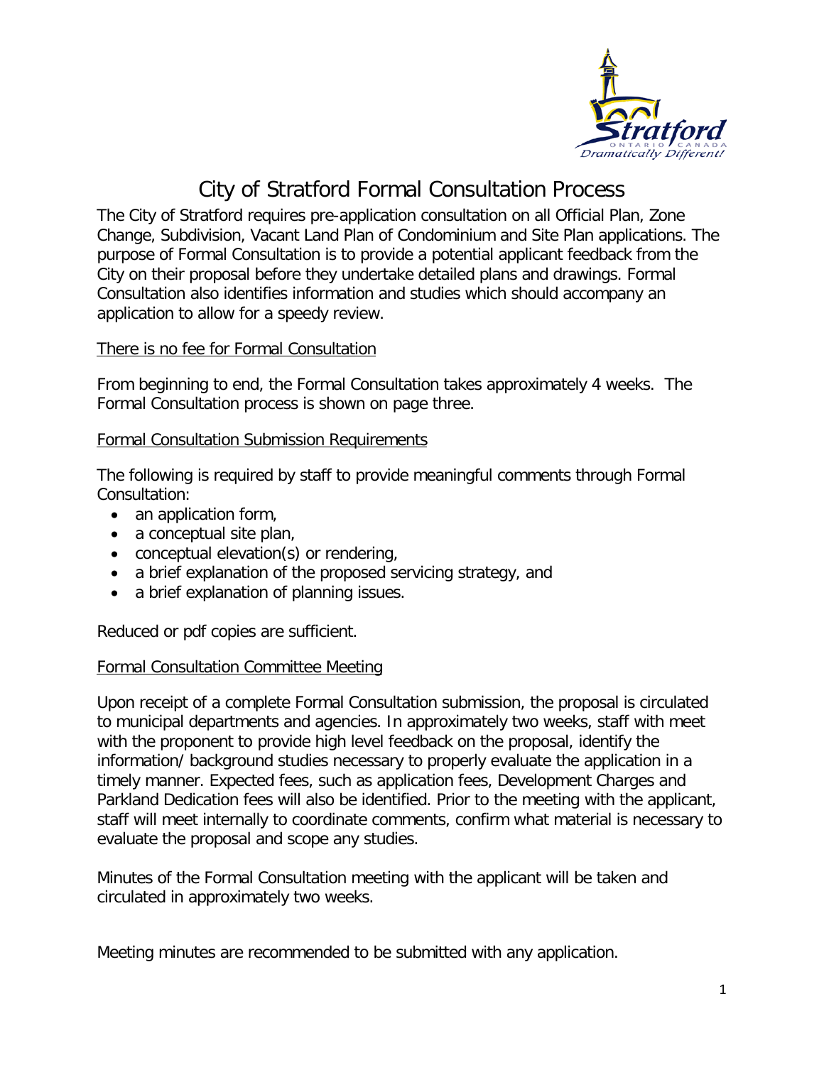# City of Stratford Formal Consultation Process

The City of Stratford requires pre-application consultation on all Official Plan, Zone Change, Subdivision, Vacant Land Plan of Condominium and Site Plan applications. The purpose of Formal Consultation is to provide a potential applicant feedback from the City on their proposal before they undertake detailed plans and drawings. Formal Consultation also identifies information and studies which should accompany an application to allow for a speedy review.

There is no fee for Formal Consultation

From beginning to end, the Formal Consultation takes approximately 4 weeks. The Formal Consultation process is shown on page three.

## Formal Consultation Submission Requirements

The following is required by staff to provide meaningful comments through Formal Consultation:

- an application form,
- a conceptual site plan,
- conceptual elevation(s) or rendering,
- a brief explanation of the proposed servicing strategy, and
- a brief explanation of planning issues.

Reduced or pdf copies are sufficient.

## Formal Consultation Committee Meeting

Upon receipt of a complete Formal Consultation submission, the proposal is circulated to municipal departments and agencies. In approximately two weeks, staff with meet with the proponent to provide high level feedback on the proposal, identify the information/ background studies necessary to properly evaluate the application in a timely manner. Expected fees, such as application fees, Development Charges and Parkland Dedication fees will also be identified. Prior to the meeting with the applicant, staff will meet internally to coordinate comments, confirm what material is necessary to evaluate the proposal and scope any studies.

Minutes of the Formal Consultation meeting with the applicant will be taken and circulated in approximately two weeks.

Meeting minutes are recommended to be submitted with any application.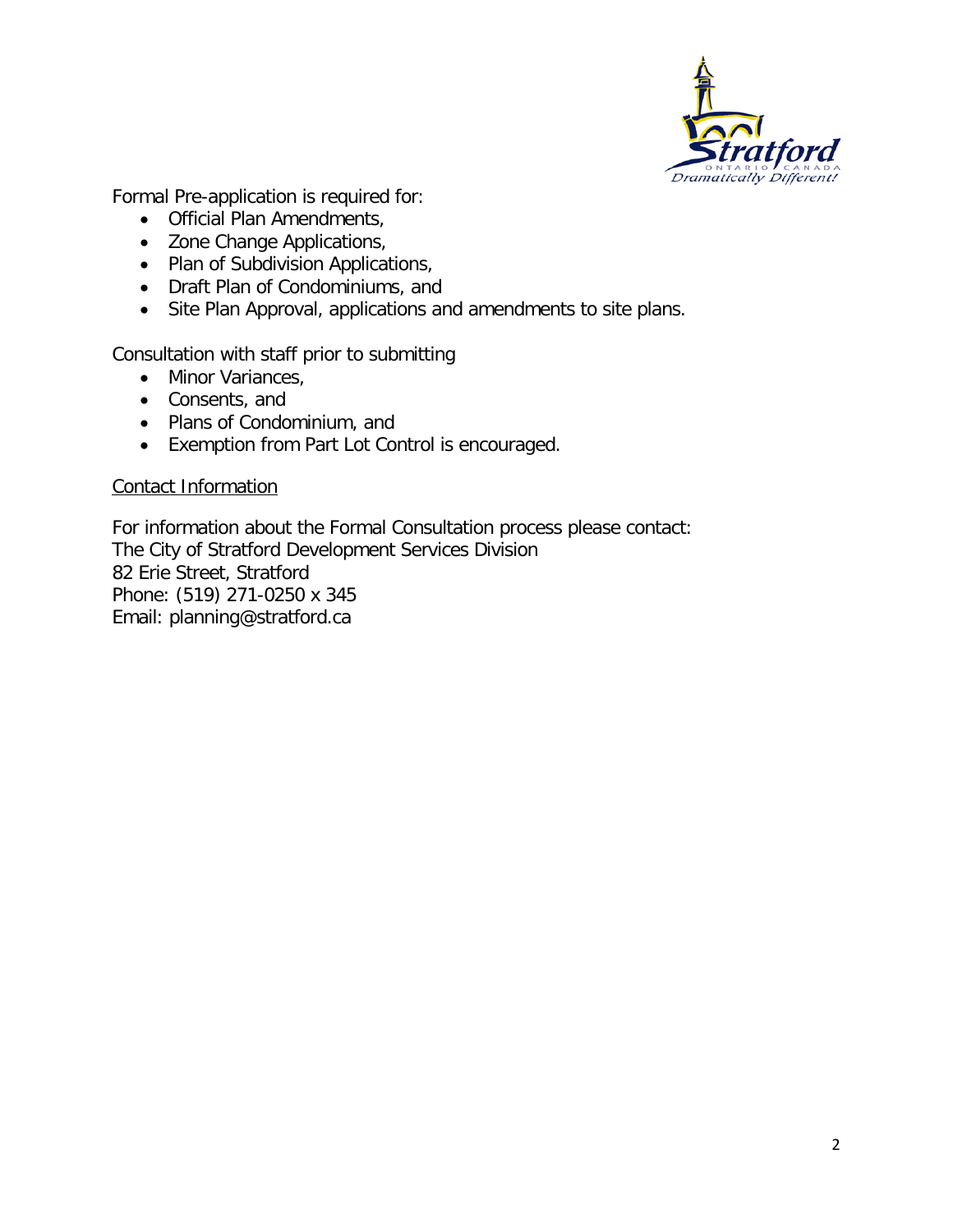Formal Pre-application is required for:

- Official Plan Amendments,
- Zone Change Applications,
- Plan of Subdivision Applications,
- Draft Plan of Condominiums, and
- Site Plan Approval, applications and amendments to site plans.

Consultation with staff prior to submitting

- Minor Variances,
- Consents, and
- Plans of Condominium, and
- Exemption from Part Lot Control is encouraged.

Contact Information

For information about the Formal Consultation process please contact:
The City of Stratford Development Services Division
82 Erie Street, Stratford
Phone: (519) 271-0250 x 345
Email: planning@stratford.ca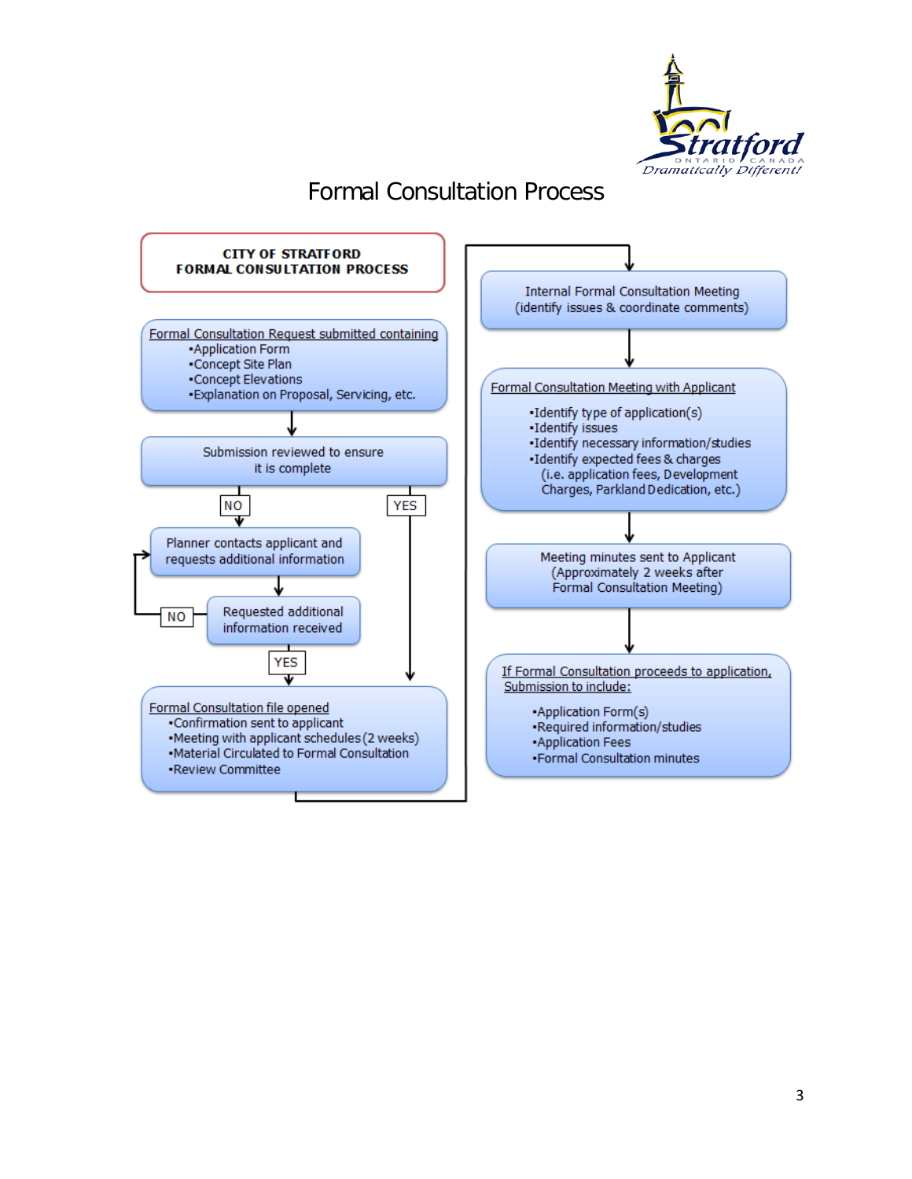# Formal Consultation Process

**CITY OF STRATFORD FORMAL CONSULTATION PROCESS**

Formal Consultation Request submitted containing
- Application Form
- Concept Site Plan
- Concept Elevations
- Explanation on Proposal, Servicing, etc.

Submission reviewed to ensure it is complete

NO

Planner contacts applicant and requests additional information

Requested additional information received

NO

YES

YES

Formal Consultation file opened
- Confirmation sent to applicant
- Meeting with applicant schedules (2 weeks)
- Material Circulated to Formal Consultation
- Review Committee

Internal Formal Consultation Meeting (identify issues & coordinate comments)

Formal Consultation Meeting with Applicant
- Identify type of application(s)
- Identify issues
- Identify necessary information/studies
- Identify expected fees & charges (i.e. application fees, Development Charges, Parkland Dedication, etc.)

Meeting minutes sent to Applicant (Approximately 2 weeks after Formal Consultation Meeting)

If Formal Consultation proceeds to application, Submission to include:
- Application Form(s)
- Required information/studies
- Application Fees
- Formal Consultation minutes